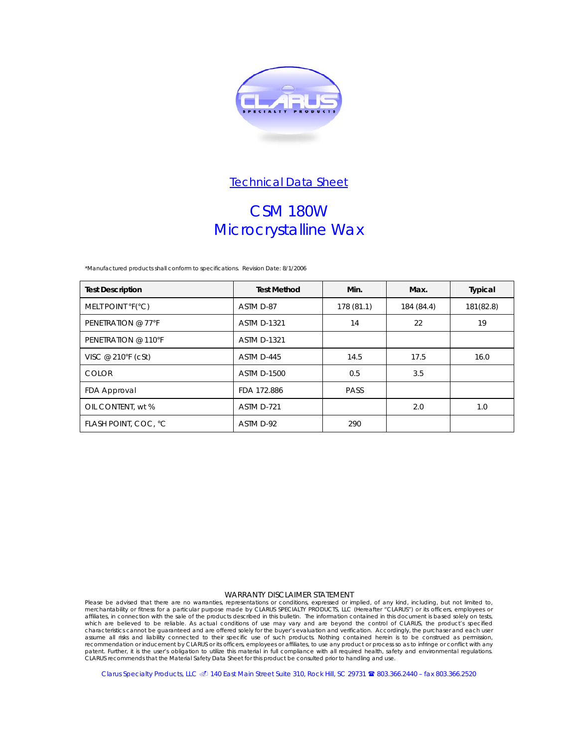CLARUS SPECIALTY PRODUCTS

## Technical Data Sheet

# CSM 180W
# Microcrystalline Wax

*Manufactured products shall conform to specifications. Revision Date: 8/1/2006

| Test Description | Test Method | Min. | Max. | Typical |
|---|---|---|---|---|
| MELT POINT °F(°C) | ASTM D-87 | 178 (81.1) | 184 (84.4) | 181(82.8) |
| PENETRATION @ 77°F | ASTM D-1321 | 14 | 22 | 19 |
| PENETRATION @ 110°F | ASTM D-1321 | | | |
| VISC @ 210°F (cSt) | ASTM D-445 | 14.5 | 17.5 | 16.0 |
| COLOR | ASTM D-1500 | 0.5 | 3.5 | |
| FDA Approval | FDA 172.886 | PASS | | |
| OIL CONTENT, wt % | ASTM D-721 | | 2.0 | 1.0 |
| FLASH POINT, COC, °C | ASTM D-92 | 290 | | |

WARRANTY DISCLAIMER STATEMENT

Please be advised that there are no warranties, representations or conditions, expressed or implied, of any kind, including, but not limited to, merchantability or fitness for a particular purpose made by CLARUS SPECIALTY PRODUCTS, LLC (Hereafter "CLARUS") or its officers, employees or affiliates, in connection with the sale of the products described in this bulletin. The information contained in this document is based solely on tests, which are believed to be reliable. As actual conditions of use may vary and are beyond the control of CLARUS, the product's specified characteristics cannot be guaranteed and are offered solely for the buyer's evaluation and verification. Accordingly, the purchaser and each user assume all risks and liability connected to their specific use of such products. Nothing contained herein is to be construed as permission, recommendation or inducement by CLARUS or its officers, employees or affiliates, to use any product or process so as to infringe or conflict with any patent. Further, it is the user's obligation to utilize this material in full compliance with all required health, safety and environmental regulations. CLARUS recommends that the Material Safety Data Sheet for this product be consulted prior to handling and use.

Clarus Specialty Products, LLC 140 East Main Street Suite 310, Rock Hill, SC 29731 803.366.2440 – fax 803.366.2520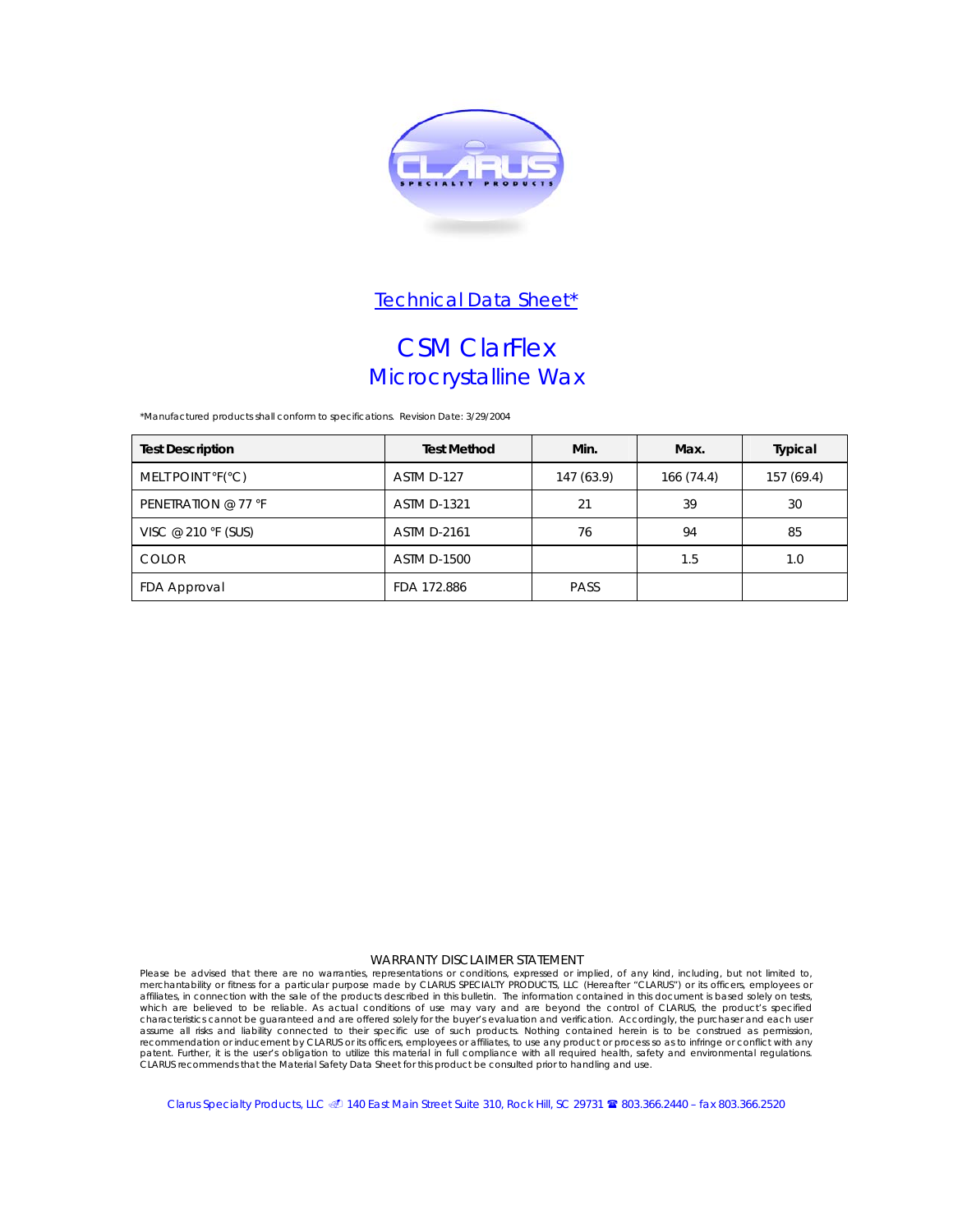CLARUS
SPECIALTY PRODUCTS

## Technical Data Sheet*

# CSM ClarFlex
## Microcrystalline Wax

*Manufactured products shall conform to specifications. Revision Date: 3/29/2004

| Test Description | Test Method | Min. | Max. | Typical |
|---|---|---|---|---|
| MELT POINT °F(°C) | ASTM D-127 | 147 (63.9) | 166 (74.4) | 157 (69.4) |
| PENETRATION @ 77 °F | ASTM D-1321 | 21 | 39 | 30 |
| VISC @ 210 °F (SUS) | ASTM D-2161 | 76 | 94 | 85 |
| COLOR | ASTM D-1500 | | 1.5 | 1.0 |
| FDA Approval | FDA 172.886 | PASS | | |

WARRANTY DISCLAIMER STATEMENT

Please be advised that there are no warranties, representations or conditions, expressed or implied, of any kind, including, but not limited to, merchantability or fitness for a particular purpose made by CLARUS SPECIALTY PRODUCTS, LLC (Hereafter "CLARUS") or its officers, employees or affiliates, in connection with the sale of the products described in this bulletin. The information contained in this document is based solely on tests, which are believed to be reliable. As actual conditions of use may vary and are beyond the control of CLARUS, the product's specified characteristics cannot be guaranteed and are offered solely for the buyer's evaluation and verification. Accordingly, the purchaser and each user assume all risks and liability connected to their specific use of such products. Nothing contained herein is to be construed as permission, recommendation or inducement by CLARUS or its officers, employees or affiliates, to use any product or process so as to infringe or conflict with any patent. Further, it is the user's obligation to utilize this material in full compliance with all required health, safety and environmental regulations. CLARUS recommends that the Material Safety Data Sheet for this product be consulted prior to handling and use.

Clarus Specialty Products, LLC 140 East Main Street Suite 310, Rock Hill, SC 29731 ☎ 803.366.2440 – fax 803.366.2520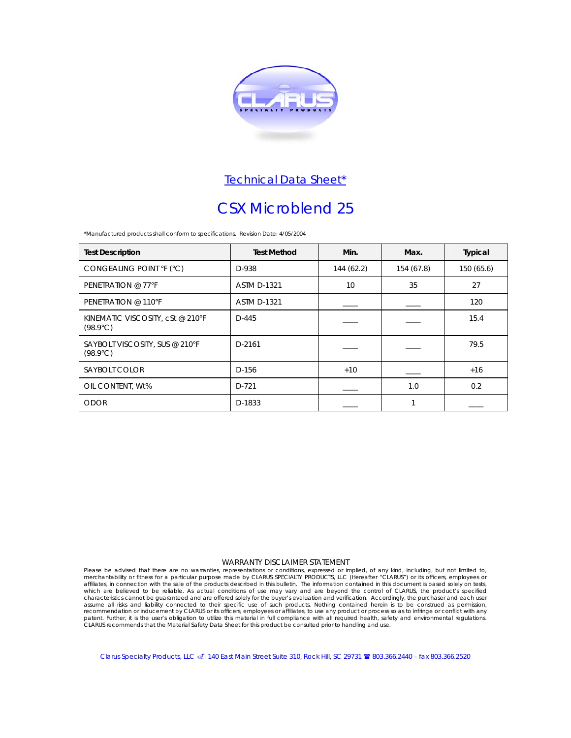CLARUS SPECIALTY PRODUCTS

## Technical Data Sheet*

# CSX Microblend 25

*Manufactured products shall conform to specifications. Revision Date: 4/05/2004

| Test Description | Test Method | Min. | Max. | Typical |
|---|---|---|---|---|
| CONGEALING POINT °F (°C) | D-938 | 144 (62.2) | 154 (67.8) | 150 (65.6) |
| PENETRATION @ 77°F | ASTM D-1321 | 10 | 35 | 27 |
| PENETRATION @ 110°F | ASTM D-1321 | ____ | ____ | 120 |
| KINEMATIC VISCOSITY, cSt @ 210°F (98.9°C) | D-445 | ____ | ____ | 15.4 |
| SAYBOLT VISCOSITY, SUS @ 210°F (98.9°C) | D-2161 | ____ | ____ | 79.5 |
| SAYBOLT COLOR | D-156 | +10 | ____ | +16 |
| OIL CONTENT, Wt% | D-721 | ____ | 1.0 | 0.2 |
| ODOR | D-1833 | ____ | 1 | ____ |

WARRANTY DISCLAIMER STATEMENT

Please be advised that there are no warranties, representations or conditions, expressed or implied, of any kind, including, but not limited to, merchantability or fitness for a particular purpose made by CLARUS SPECIALTY PRODUCTS, LLC (Hereafter "CLARUS") or its officers, employees or affiliates, in connection with the sale of the products described in this bulletin. The information contained in this document is based solely on tests, which are believed to be reliable. As actual conditions of use may vary and are beyond the control of CLARUS, the product's specified characteristics cannot be guaranteed and are offered solely for the buyer's evaluation and verification. Accordingly, the purchaser and each user assume all risks and liability connected to their specific use of such products. Nothing contained herein is to be construed as permission, recommendation or inducement by CLARUS or its officers, employees or affiliates, to use any product or process so as to infringe or conflict with any patent. Further, it is the user's obligation to utilize this material in full compliance with all required health, safety and environmental regulations. CLARUS recommends that the Material Safety Data Sheet for this product be consulted prior to handling and use.

Clarus Specialty Products, LLC 140 East Main Street Suite 310, Rock Hill, SC 29731 ☎ 803.366.2440 – fax 803.366.2520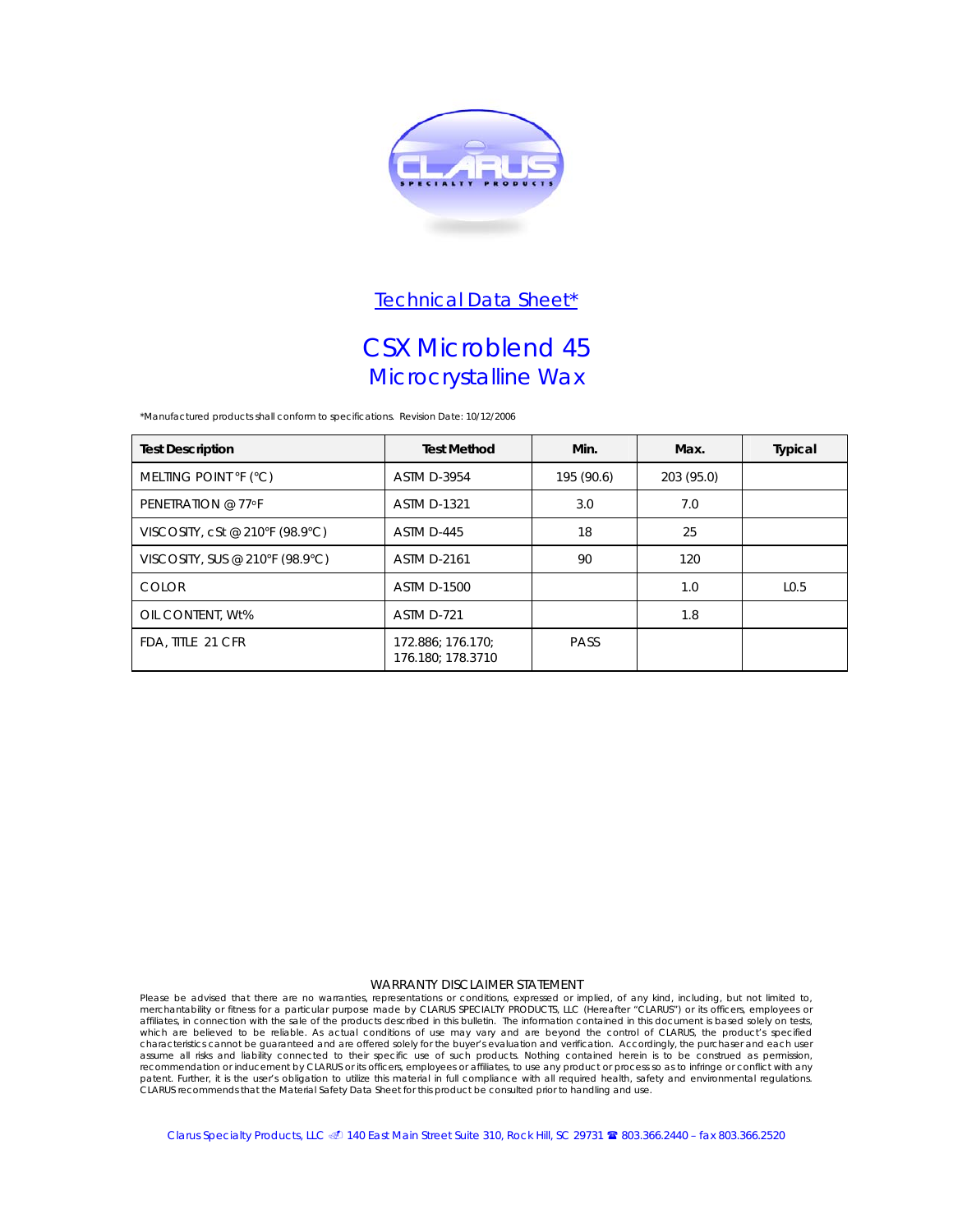## Technical Data Sheet*

# CSX Microblend 45

## Microcrystalline Wax

*Manufactured products shall conform to specifications. Revision Date: 10/12/2006

| Test Description | Test Method | Min. | Max. | Typical |
|---|---|---|---|---|
| MELTING POINT °F (°C) | ASTM D-3954 | 195 (90.6) | 203 (95.0) | |
| PENETRATION @ 77°F | ASTM D-1321 | 3.0 | 7.0 | |
| VISCOSITY, cSt @ 210°F (98.9°C) | ASTM D-445 | 18 | 25 | |
| VISCOSITY, SUS @ 210°F (98.9°C) | ASTM D-2161 | 90 | 120 | |
| COLOR | ASTM D-1500 | | 1.0 | L0.5 |
| OIL CONTENT, Wt% | ASTM D-721 | | 1.8 | |
| FDA, TITLE 21 CFR | 172.886; 176.170; 176.180; 178.3710 | PASS | | |

WARRANTY DISCLAIMER STATEMENT

Please be advised that there are no warranties, representations or conditions, expressed or implied, of any kind, including, but not limited to, merchantability or fitness for a particular purpose made by CLARUS SPECIALTY PRODUCTS, LLC (Hereafter "CLARUS") or its officers, employees or affiliates, in connection with the sale of the products described in this bulletin. The information contained in this document is based solely on tests, which are believed to be reliable. As actual conditions of use may vary and are beyond the control of CLARUS, the product's specified characteristics cannot be guaranteed and are offered solely for the buyer's evaluation and verification. Accordingly, the purchaser and each user assume all risks and liability connected to their specific use of such products. Nothing contained herein is to be construed as permission, recommendation or inducement by CLARUS or its officers, employees or affiliates, to use any product or process so as to infringe or conflict with any patent. Further, it is the user's obligation to utilize this material in full compliance with all required health, safety and environmental regulations. CLARUS recommends that the Material Safety Data Sheet for this product be consulted prior to handling and use.

Clarus Specialty Products, LLC 140 East Main Street Suite 310, Rock Hill, SC 29731 ☎ 803.366.2440 – fax 803.366.2520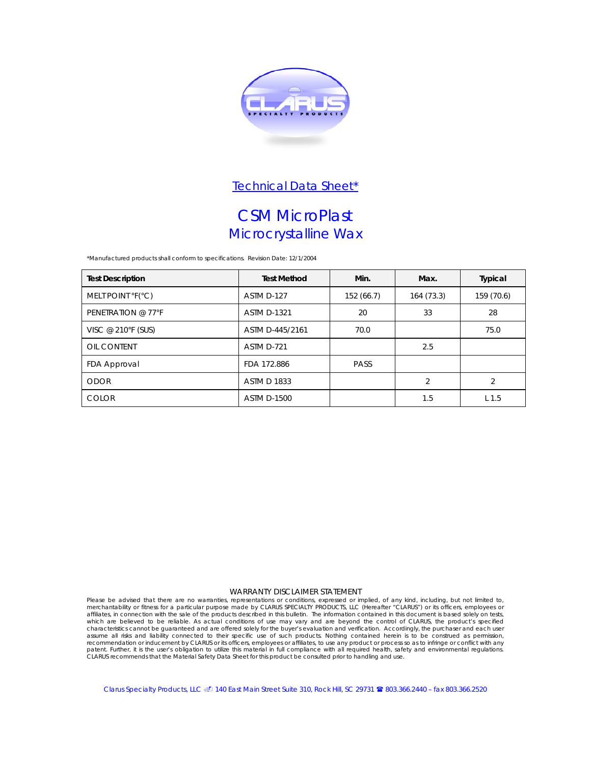CLARUS
SPECIALTY PRODUCTS

## Technical Data Sheet*

# CSM MicroPlast
## Microcrystalline Wax

*Manufactured products shall conform to specifications. Revision Date: 12/1/2004

| Test Description | Test Method | Min. | Max. | Typical |
|---|---|---|---|---|
| MELT POINT °F(°C) | ASTM D-127 | 152 (66.7) | 164 (73.3) | 159 (70.6) |
| PENETRATION @ 77°F | ASTM D-1321 | 20 | 33 | 28 |
| VISC @ 210°F (SUS) | ASTM D-445/2161 | 70.0 | | 75.0 |
| OIL CONTENT | ASTM D-721 | | 2.5 | |
| FDA Approval | FDA 172.886 | PASS | | |
| ODOR | ASTM D 1833 | | 2 | 2 |
| COLOR | ASTM D-1500 | | 1.5 | L 1.5 |

WARRANTY DISCLAIMER STATEMENT

Please be advised that there are no warranties, representations or conditions, expressed or implied, of any kind, including, but not limited to, merchantability or fitness for a particular purpose made by CLARUS SPECIALTY PRODUCTS, LLC (Hereafter "CLARUS") or its officers, employees or affiliates, in connection with the sale of the products described in this bulletin. The information contained in this document is based solely on tests, which are believed to be reliable. As actual conditions of use may vary and are beyond the control of CLARUS, the product's specified characteristics cannot be guaranteed and are offered solely for the buyer's evaluation and verification. Accordingly, the purchaser and each user assume all risks and liability connected to their specific use of such products. Nothing contained herein is to be construed as permission, recommendation or inducement by CLARUS or its officers, employees or affiliates, to use any product or process so as to infringe or conflict with any patent. Further, it is the user's obligation to utilize this material in full compliance with all required health, safety and environmental regulations. CLARUS recommends that the Material Safety Data Sheet for this product be consulted prior to handling and use.

Clarus Specialty Products, LLC 140 East Main Street Suite 310, Rock Hill, SC 29731 ☎ 803.366.2440 – fax 803.366.2520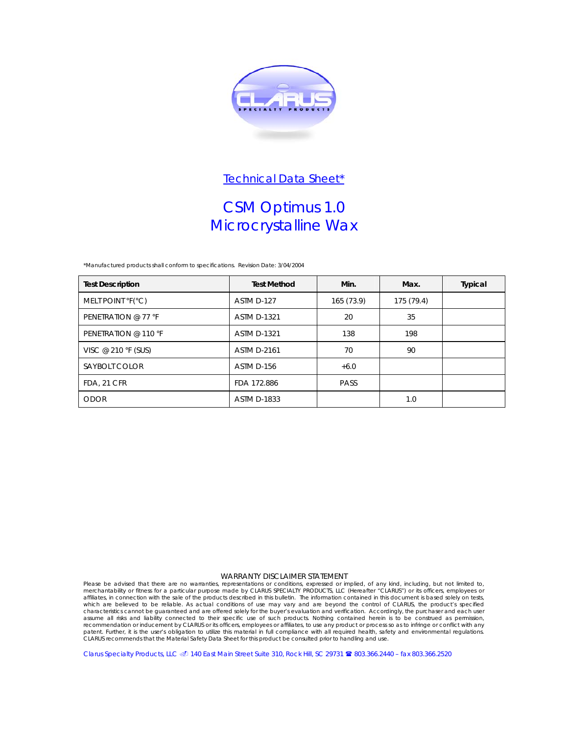CLARUS
SPECIALTY PRODUCTS

## Technical Data Sheet*

# CSM Optimus 1.0
# Microcrystalline Wax

*Manufactured products shall conform to specifications. Revision Date: 3/04/2004

| Test Description | Test Method | Min. | Max. | Typical |
|---|---|---|---|---|
| MELT POINT °F(°C) | ASTM D-127 | 165 (73.9) | 175 (79.4) | |
| PENETRATION @ 77 °F | ASTM D-1321 | 20 | 35 | |
| PENETRATION @ 110 °F | ASTM D-1321 | 138 | 198 | |
| VISC @ 210 °F (SUS) | ASTM D-2161 | 70 | 90 | |
| SAYBOLT COLOR | ASTM D-156 | +6.0 | | |
| FDA, 21 CFR | FDA 172.886 | PASS | | |
| ODOR | ASTM D-1833 | | 1.0 | |

WARRANTY DISCLAIMER STATEMENT

Please be advised that there are no warranties, representations or conditions, expressed or implied, of any kind, including, but not limited to, merchantability or fitness for a particular purpose made by CLARUS SPECIALTY PRODUCTS, LLC (Hereafter "CLARUS") or its officers, employees or affiliates, in connection with the sale of the products described in this bulletin. The information contained in this document is based solely on tests, which are believed to be reliable. As actual conditions of use may vary and are beyond the control of CLARUS, the product's specified characteristics cannot be guaranteed and are offered solely for the buyer's evaluation and verification. Accordingly, the purchaser and each user assume all risks and liability connected to their specific use of such products. Nothing contained herein is to be construed as permission, recommendation or inducement by CLARUS or its officers, employees or affiliates, to use any product or process so as to infringe or conflict with any patent. Further, it is the user's obligation to utilize this material in full compliance with all required health, safety and environmental regulations. CLARUS recommends that the Material Safety Data Sheet for this product be consulted prior to handling and use.

Clarus Specialty Products, LLC 140 East Main Street Suite 310, Rock Hill, SC 29731 803.366.2440 – fax 803.366.2520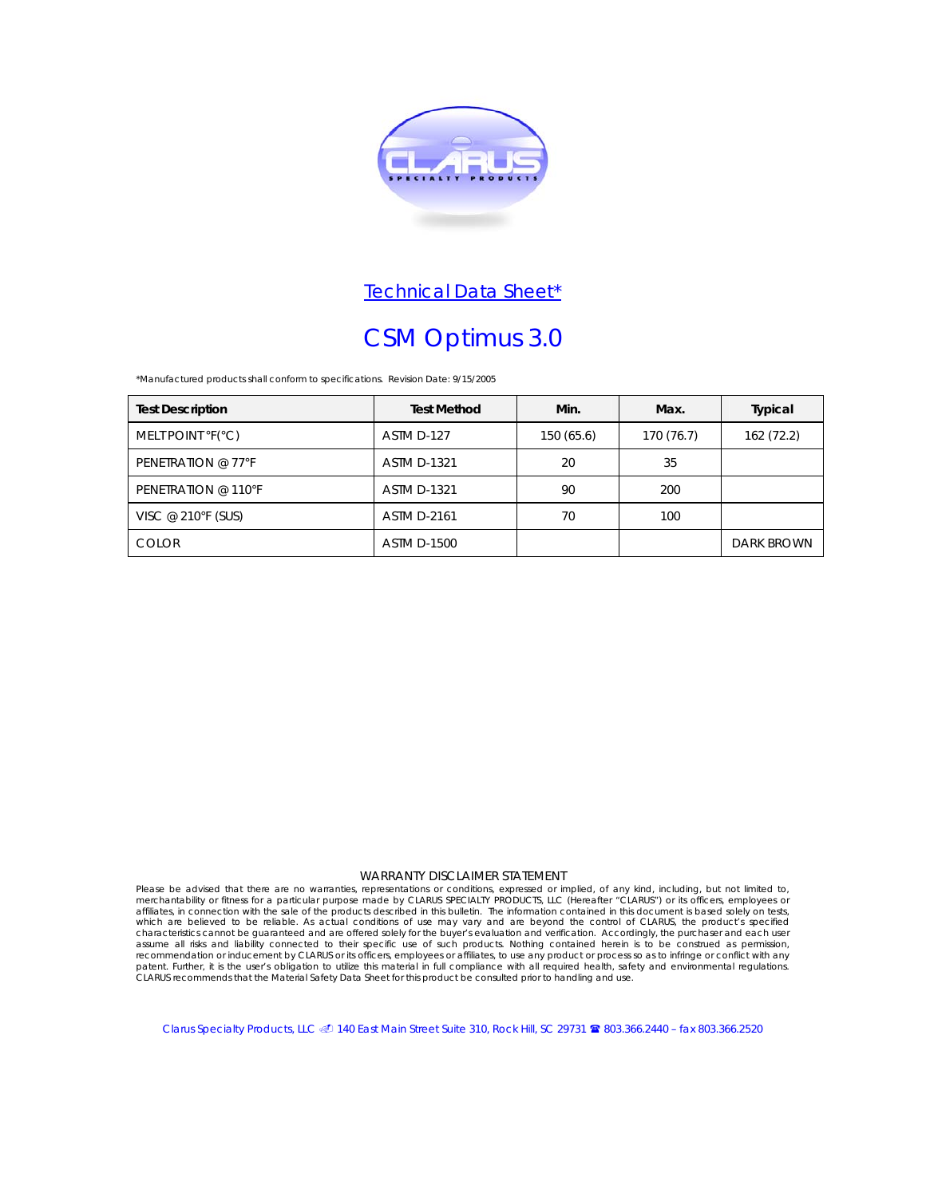## Technical Data Sheet*

# CSM Optimus 3.0

*Manufactured products shall conform to specifications. Revision Date: 9/15/2005

| Test Description | Test Method | Min. | Max. | Typical |
|---|---|---|---|---|
| MELTPOINT °F(°C) | ASTM D-127 | 150 (65.6) | 170 (76.7) | 162 (72.2) |
| PENETRATION @ 77°F | ASTM D-1321 | 20 | 35 | |
| PENETRATION @ 110°F | ASTM D-1321 | 90 | 200 | |
| VISC @ 210°F (SUS) | ASTM D-2161 | 70 | 100 | |
| COLOR | ASTM D-1500 | | | DARK BROWN |

WARRANTY DISCLAIMER STATEMENT

Please be advised that there are no warranties, representations or conditions, expressed or implied, of any kind, including, but not limited to, merchantability or fitness for a particular purpose made by CLARUS SPECIALTY PRODUCTS, LLC (Hereafter "CLARUS") or its officers, employees or affiliates, in connection with the sale of the products described in this bulletin. The information contained in this document is based solely on tests, which are believed to be reliable. As actual conditions of use may vary and are beyond the control of CLARUS, the product's specified characteristics cannot be guaranteed and are offered solely for the buyer's evaluation and verification. Accordingly, the purchaser and each user assume all risks and liability connected to their specific use of such products. Nothing contained herein is to be construed as permission, recommendation or inducement by CLARUS or its officers, employees or affiliates, to use any product or process so as to infringe or conflict with any patent. Further, it is the user's obligation to utilize this material in full compliance with all required health, safety and environmental regulations. CLARUS recommends that the Material Safety Data Sheet for this product be consulted prior to handling and use.

Clarus Specialty Products, LLC 140 East Main Street Suite 310, Rock Hill, SC 29731 803.366.2440 – fax 803.366.2520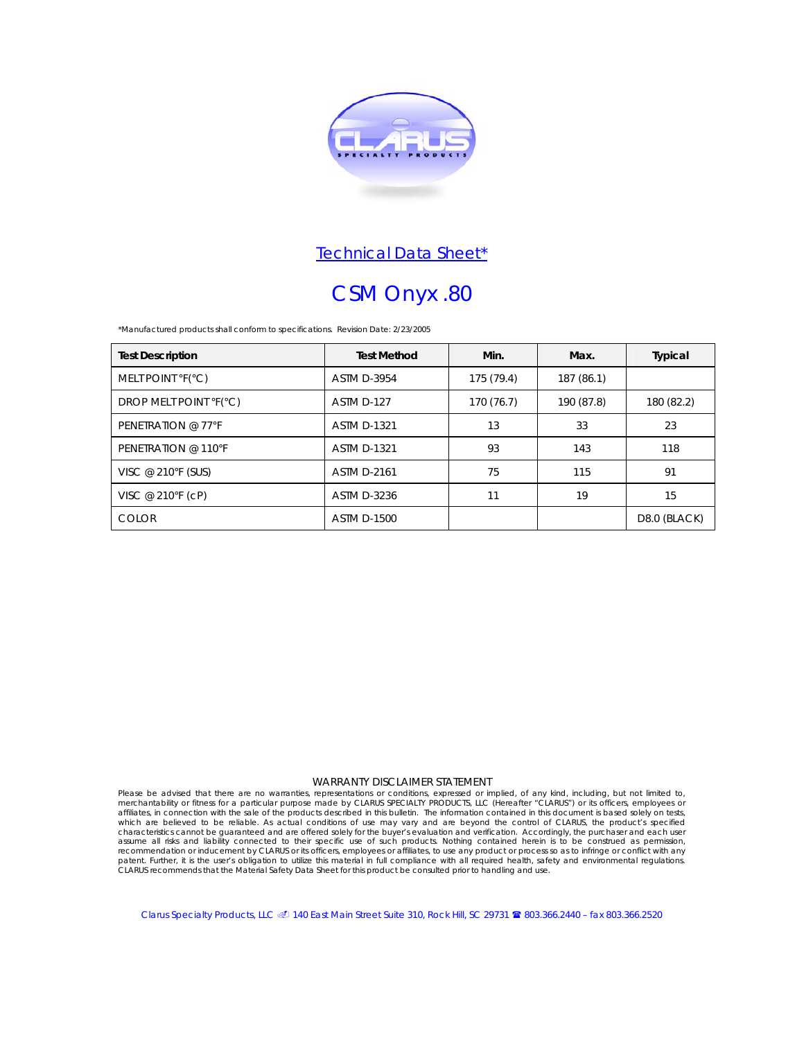CLARUS SPECIALTY PRODUCTS

## Technical Data Sheet*

# CSM Onyx .80

*Manufactured products shall conform to specifications. Revision Date: 2/23/2005

| Test Description | Test Method | Min. | Max. | Typical |
|---|---|---|---|---|
| MELTPOINT °F(°C) | ASTM D-3954 | 175 (79.4) | 187 (86.1) | |
| DROP MELTPOINT °F(°C) | ASTM D-127 | 170 (76.7) | 190 (87.8) | 180 (82.2) |
| PENETRATION @ 77°F | ASTM D-1321 | 13 | 33 | 23 |
| PENETRATION @ 110°F | ASTM D-1321 | 93 | 143 | 118 |
| VISC @ 210°F (SUS) | ASTM D-2161 | 75 | 115 | 91 |
| VISC @ 210°F (cP) | ASTM D-3236 | 11 | 19 | 15 |
| COLOR | ASTM D-1500 | | | D8.0 (BLACK) |

WARRANTY DISCLAIMER STATEMENT

Please be advised that there are no warranties, representations or conditions, expressed or implied, of any kind, including, but not limited to, merchantability or fitness for a particular purpose made by CLARUS SPECIALTY PRODUCTS, LLC (Hereafter "CLARUS") or its officers, employees or affiliates, in connection with the sale of the products described in this bulletin. The information contained in this document is based solely on tests, which are believed to be reliable. As actual conditions of use may vary and are beyond the control of CLARUS, the product's specified characteristics cannot be guaranteed and are offered solely for the buyer's evaluation and verification. Accordingly, the purchaser and each user assume all risks and liability connected to their specific use of such products. Nothing contained herein is to be construed as permission, recommendation or inducement by CLARUS or its officers, employees or affiliates, to use any product or process so as to infringe or conflict with any patent. Further, it is the user's obligation to utilize this material in full compliance with all required health, safety and environmental regulations. CLARUS recommends that the Material Safety Data Sheet for this product be consulted prior to handling and use.

Clarus Specialty Products, LLC 140 East Main Street Suite 310, Rock Hill, SC 29731 ☎ 803.366.2440 – fax 803.366.2520